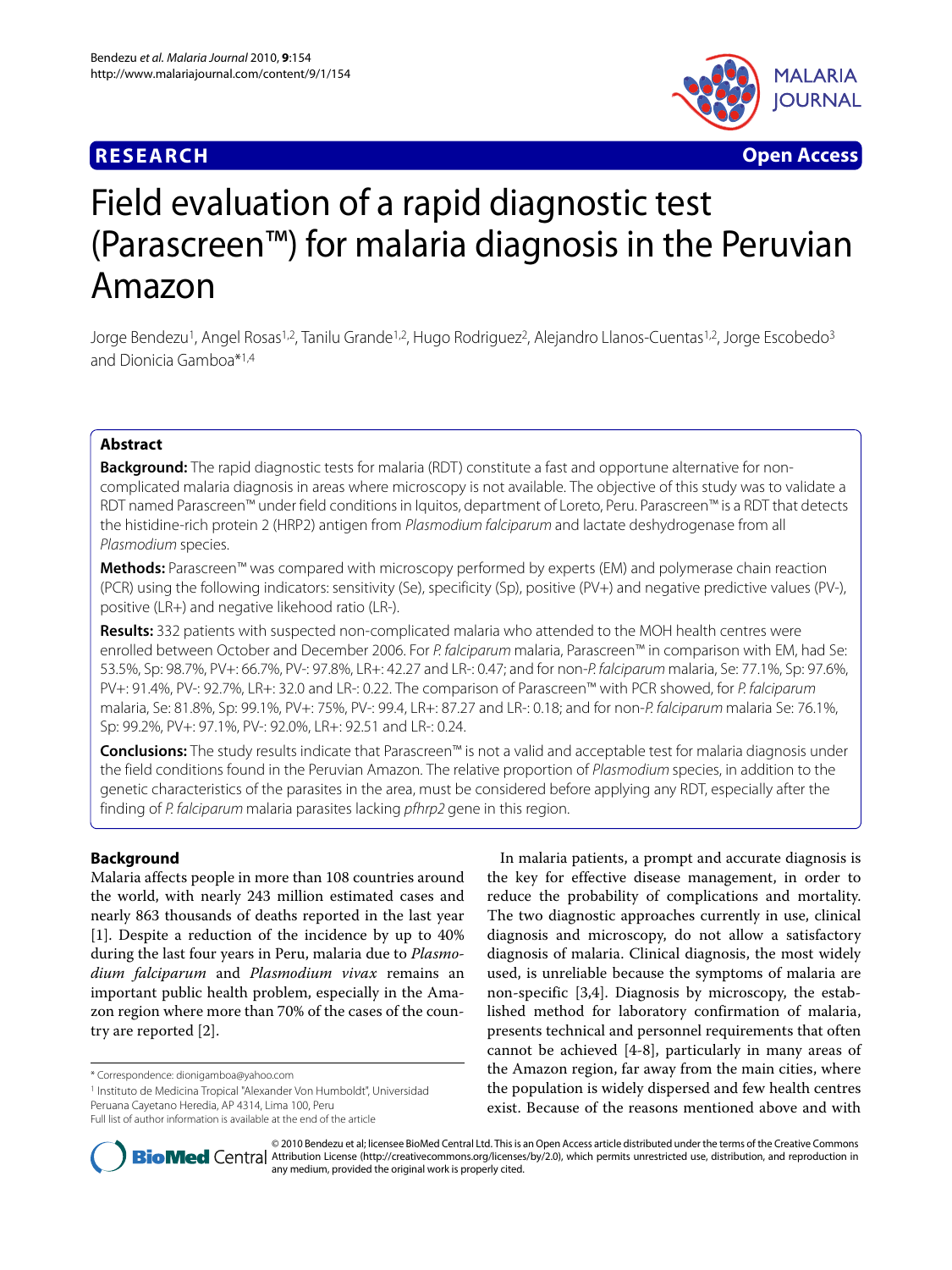**RESEARCH** **Open Access**

# Field evaluation of a rapid diagnostic test (Parascreen™) for malaria diagnosis in the Peruvian Amazon

Jorge Bendezu[1], Angel Rosas[1,2], Tanilu Grande[1,2], Hugo Rodriguez[2], Alejandro Llanos-Cuentas[1,2], Jorge Escobedo[3] and Dionicia Gamboa*[1,4]

## Abstract

**Background:** The rapid diagnostic tests for malaria (RDT) constitute a fast and opportune alternative for non-complicated malaria diagnosis in areas where microscopy is not available. The objective of this study was to validate a RDT named Parascreen™ under field conditions in Iquitos, department of Loreto, Peru. Parascreen™ is a RDT that detects the histidine-rich protein 2 (HRP2) antigen from *Plasmodium falciparum* and lactate deshydrogenase from all *Plasmodium* species.

**Methods:** Parascreen™ was compared with microscopy performed by experts (EM) and polymerase chain reaction (PCR) using the following indicators: sensitivity (Se), specificity (Sp), positive (PV+) and negative predictive values (PV-), positive (LR+) and negative likehood ratio (LR-).

**Results:** 332 patients with suspected non-complicated malaria who attended to the MOH health centres were enrolled between October and December 2006. For *P. falciparum* malaria, Parascreen™ in comparison with EM, had Se: 53.5%, Sp: 98.7%, PV+: 66.7%, PV-: 97.8%, LR+: 42.27 and LR-: 0.47; and for non-*P. falciparum* malaria, Se: 77.1%, Sp: 97.6%, PV+: 91.4%, PV-: 92.7%, LR+: 32.0 and LR-: 0.22. The comparison of Parascreen™ with PCR showed, for *P. falciparum* malaria, Se: 81.8%, Sp: 99.1%, PV+: 75%, PV-: 99.4, LR+: 87.27 and LR-: 0.18; and for non-*P. falciparum* malaria Se: 76.1%, Sp: 99.2%, PV+: 97.1%, PV-: 92.0%, LR+: 92.51 and LR-: 0.24.

**Conclusions:** The study results indicate that Parascreen™ is not a valid and acceptable test for malaria diagnosis under the field conditions found in the Peruvian Amazon. The relative proportion of *Plasmodium* species, in addition to the genetic characteristics of the parasites in the area, must be considered before applying any RDT, especially after the finding of *P. falciparum* malaria parasites lacking *pfhrp2* gene in this region.

## Background

Malaria affects people in more than 108 countries around the world, with nearly 243 million estimated cases and nearly 863 thousands of deaths reported in the last year [1]. Despite a reduction of the incidence by up to 40% during the last four years in Peru, malaria due to *Plasmodium falciparum* and *Plasmodium vivax* remains an important public health problem, especially in the Amazon region where more than 70% of the cases of the country are reported [2].

In malaria patients, a prompt and accurate diagnosis is the key for effective disease management, in order to reduce the probability of complications and mortality. The two diagnostic approaches currently in use, clinical diagnosis and microscopy, do not allow a satisfactory diagnosis of malaria. Clinical diagnosis, the most widely used, is unreliable because the symptoms of malaria are non-specific [3,4]. Diagnosis by microscopy, the established method for laboratory confirmation of malaria, presents technical and personnel requirements that often cannot be achieved [4-8], particularly in many areas of the Amazon region, far away from the main cities, where the population is widely dispersed and few health centres exist. Because of the reasons mentioned above and with

\* Correspondence: dionigamboa@yahoo.com

[1] Instituto de Medicina Tropical "Alexander Von Humboldt", Universidad Peruana Cayetano Heredia, AP 4314, Lima 100, Peru

Full list of author information is available at the end of the article

© 2010 Bendezu et al; licensee BioMed Central Ltd. This is an Open Access article distributed under the terms of the Creative Commons Attribution License (http://creativecommons.org/licenses/by/2.0), which permits unrestricted use, distribution, and reproduction in any medium, provided the original work is properly cited.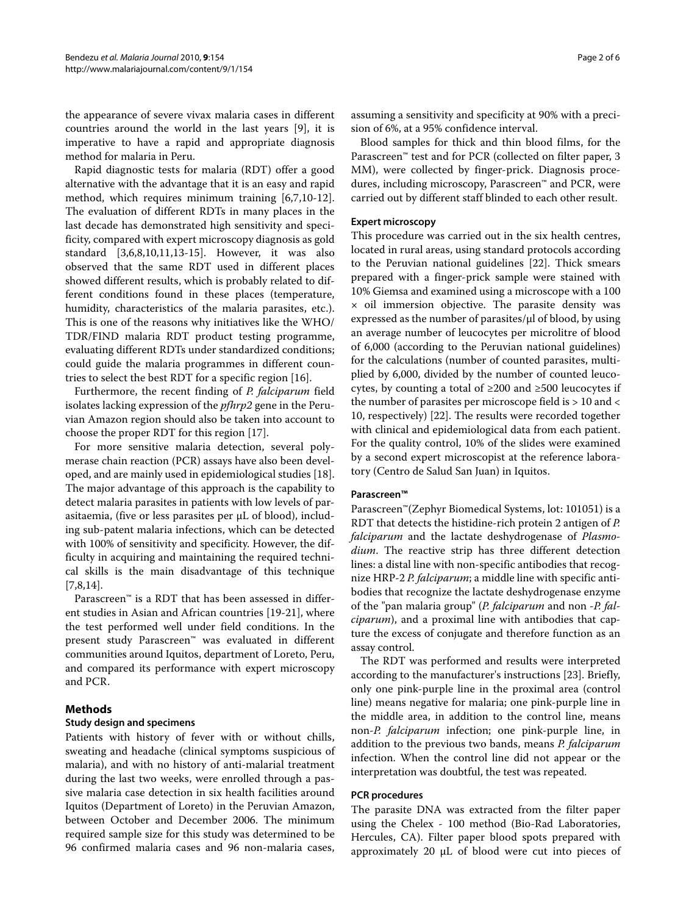the appearance of severe vivax malaria cases in different countries around the world in the last years [9], it is imperative to have a rapid and appropriate diagnosis method for malaria in Peru.

Rapid diagnostic tests for malaria (RDT) offer a good alternative with the advantage that it is an easy and rapid method, which requires minimum training [6,7,10-12]. The evaluation of different RDTs in many places in the last decade has demonstrated high sensitivity and specificity, compared with expert microscopy diagnosis as gold standard [3,6,8,10,11,13-15]. However, it was also observed that the same RDT used in different places showed different results, which is probably related to different conditions found in these places (temperature, humidity, characteristics of the malaria parasites, etc.). This is one of the reasons why initiatives like the WHO/TDR/FIND malaria RDT product testing programme, evaluating different RDTs under standardized conditions; could guide the malaria programmes in different countries to select the best RDT for a specific region [16].

Furthermore, the recent finding of *P. falciparum* field isolates lacking expression of the *pfhrp2* gene in the Peruvian Amazon region should also be taken into account to choose the proper RDT for this region [17].

For more sensitive malaria detection, several polymerase chain reaction (PCR) assays have also been developed, and are mainly used in epidemiological studies [18]. The major advantage of this approach is the capability to detect malaria parasites in patients with low levels of parasitaemia, (five or less parasites per μL of blood), including sub-patent malaria infections, which can be detected with 100% of sensitivity and specificity. However, the difficulty in acquiring and maintaining the required technical skills is the main disadvantage of this technique [7,8,14].

Parascreen™ is a RDT that has been assessed in different studies in Asian and African countries [19-21], where the test performed well under field conditions. In the present study Parascreen™ was evaluated in different communities around Iquitos, department of Loreto, Peru, and compared its performance with expert microscopy and PCR.

## Methods

### Study design and specimens

Patients with history of fever with or without chills, sweating and headache (clinical symptoms suspicious of malaria), and with no history of anti-malarial treatment during the last two weeks, were enrolled through a passive malaria case detection in six health facilities around Iquitos (Department of Loreto) in the Peruvian Amazon, between October and December 2006. The minimum required sample size for this study was determined to be 96 confirmed malaria cases and 96 non-malaria cases, assuming a sensitivity and specificity at 90% with a precision of 6%, at a 95% confidence interval.

Blood samples for thick and thin blood films, for the Parascreen™ test and for PCR (collected on filter paper, 3 MM), were collected by finger-prick. Diagnosis procedures, including microscopy, Parascreen™ and PCR, were carried out by different staff blinded to each other result.

### Expert microscopy

This procedure was carried out in the six health centres, located in rural areas, using standard protocols according to the Peruvian national guidelines [22]. Thick smears prepared with a finger-prick sample were stained with 10% Giemsa and examined using a microscope with a 100 × oil immersion objective. The parasite density was expressed as the number of parasites/μl of blood, by using an average number of leucocytes per microlitre of blood of 6,000 (according to the Peruvian national guidelines) for the calculations (number of counted parasites, multiplied by 6,000, divided by the number of counted leucocytes, by counting a total of ≥200 and ≥500 leucocytes if the number of parasites per microscope field is > 10 and < 10, respectively) [22]. The results were recorded together with clinical and epidemiological data from each patient. For the quality control, 10% of the slides were examined by a second expert microscopist at the reference laboratory (Centro de Salud San Juan) in Iquitos.

### Parascreen™

Parascreen™(Zephyr Biomedical Systems, lot: 101051) is a RDT that detects the histidine-rich protein 2 antigen of *P. falciparum* and the lactate deshydrogenase of *Plasmodium*. The reactive strip has three different detection lines: a distal line with non-specific antibodies that recognize HRP-2 *P. falciparum*; a middle line with specific antibodies that recognize the lactate deshydrogenase enzyme of the "pan malaria group" (*P. falciparum* and non -*P. falciparum*), and a proximal line with antibodies that capture the excess of conjugate and therefore function as an assay control.

The RDT was performed and results were interpreted according to the manufacturer's instructions [23]. Briefly, only one pink-purple line in the proximal area (control line) means negative for malaria; one pink-purple line in the middle area, in addition to the control line, means non-*P. falciparum* infection; one pink-purple line, in addition to the previous two bands, means *P. falciparum* infection. When the control line did not appear or the interpretation was doubtful, the test was repeated.

### PCR procedures

The parasite DNA was extracted from the filter paper using the Chelex - 100 method (Bio-Rad Laboratories, Hercules, CA). Filter paper blood spots prepared with approximately 20 μL of blood were cut into pieces of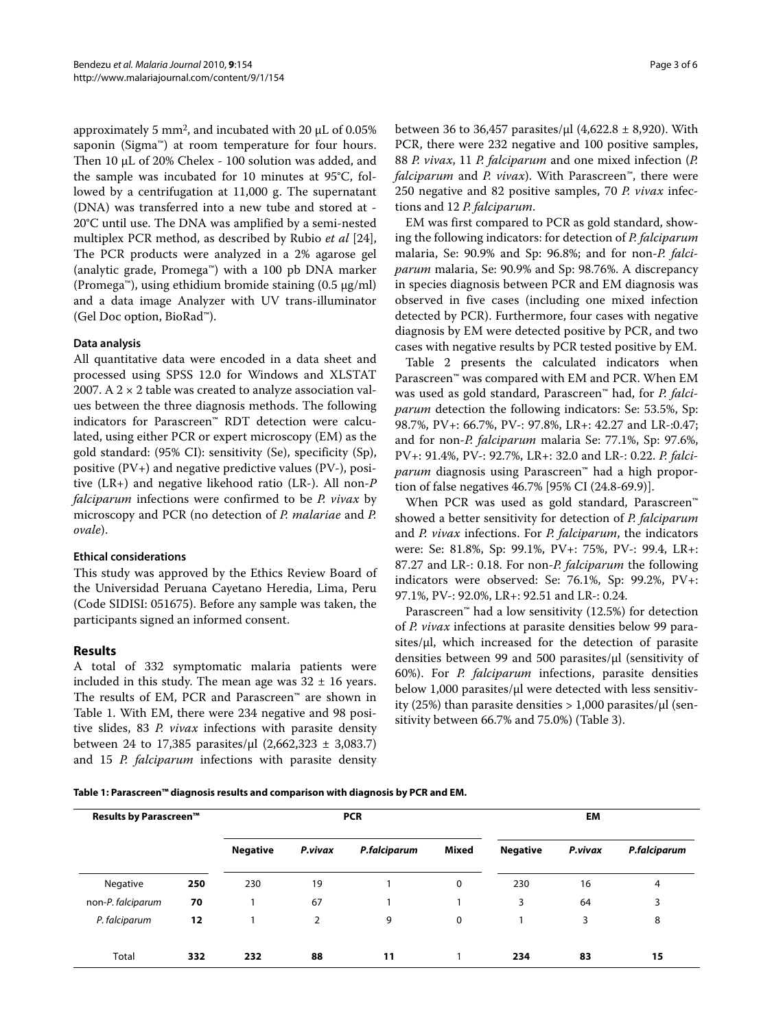approximately 5 $mm^2$, and incubated with 20 μL of 0.05% saponin (Sigma™) at room temperature for four hours. Then 10 μL of 20% Chelex - 100 solution was added, and the sample was incubated for 10 minutes at 95°C, followed by a centrifugation at 11,000 g. The supernatant (DNA) was transferred into a new tube and stored at -20°C until use. The DNA was amplified by a semi-nested multiplex PCR method, as described by Rubio *et al* [24], The PCR products were analyzed in a 2% agarose gel (analytic grade, Promega™) with a 100 pb DNA marker (Promega™), using ethidium bromide staining (0.5 μg/ml) and a data image Analyzer with UV trans-illuminator (Gel Doc option, BioRad™).

#### Data analysis

All quantitative data were encoded in a data sheet and processed using SPSS 12.0 for Windows and XLSTAT 2007. A 2 × 2 table was created to analyze association values between the three diagnosis methods. The following indicators for Parascreen™ RDT detection were calculated, using either PCR or expert microscopy (EM) as the gold standard: (95% CI): sensitivity (Se), specificity (Sp), positive (PV+) and negative predictive values (PV-), positive (LR+) and negative likehood ratio (LR-). All non-*P falciparum* infections were confirmed to be *P. vivax* by microscopy and PCR (no detection of *P. malariae* and *P. ovale*).

#### Ethical considerations

This study was approved by the Ethics Review Board of the Universidad Peruana Cayetano Heredia, Lima, Peru (Code SIDISI: 051675). Before any sample was taken, the participants signed an informed consent.

## Results

A total of 332 symptomatic malaria patients were included in this study. The mean age was 32 ± 16 years. The results of EM, PCR and Parascreen™ are shown in Table 1. With EM, there were 234 negative and 98 positive slides, 83 *P. vivax* infections with parasite density between 24 to 17,385 parasites/μl (2,662,323 ± 3,083.7) and 15 *P. falciparum* infections with parasite density between 36 to 36,457 parasites/μl (4,622.8 ± 8,920). With PCR, there were 232 negative and 100 positive samples, 88 *P. vivax*, 11 *P. falciparum* and one mixed infection (*P. falciparum* and *P. vivax*). With Parascreen™, there were 250 negative and 82 positive samples, 70 *P. vivax* infections and 12 *P. falciparum*.

EM was first compared to PCR as gold standard, showing the following indicators: for detection of *P. falciparum* malaria, Se: 90.9% and Sp: 96.8%; and for non-*P. falciparum* malaria, Se: 90.9% and Sp: 98.76%. A discrepancy in species diagnosis between PCR and EM diagnosis was observed in five cases (including one mixed infection detected by PCR). Furthermore, four cases with negative diagnosis by EM were detected positive by PCR, and two cases with negative results by PCR tested positive by EM.

Table 2 presents the calculated indicators when Parascreen™ was compared with EM and PCR. When EM was used as gold standard, Parascreen™ had, for *P. falciparum* detection the following indicators: Se: 53.5%, Sp: 98.7%, PV+: 66.7%, PV-: 97.8%, LR+: 42.27 and LR-:0.47; and for non-*P. falciparum* malaria Se: 77.1%, Sp: 97.6%, PV+: 91.4%, PV-: 92.7%, LR+: 32.0 and LR-: 0.22. *P. falciparum* diagnosis using Parascreen™ had a high proportion of false negatives 46.7% [95% CI (24.8-69.9)].

When PCR was used as gold standard, Parascreen™ showed a better sensitivity for detection of *P. falciparum* and *P. vivax* infections. For *P. falciparum*, the indicators were: Se: 81.8%, Sp: 99.1%, PV+: 75%, PV-: 99.4, LR+: 87.27 and LR-: 0.18. For non-*P. falciparum* the following indicators were observed: Se: 76.1%, Sp: 99.2%, PV+: 97.1%, PV-: 92.0%, LR+: 92.51 and LR-: 0.24.

Parascreen™ had a low sensitivity (12.5%) for detection of *P. vivax* infections at parasite densities below 99 parasites/μl, which increased for the detection of parasite densities between 99 and 500 parasites/μl (sensitivity of 60%). For *P. falciparum* infections, parasite densities below 1,000 parasites/μl were detected with less sensitivity (25%) than parasite densities > 1,000 parasites/μl (sensitivity between 66.7% and 75.0%) (Table 3).

**Table 1: Parascreen™ diagnosis results and comparison with diagnosis by PCR and EM.**

| Results by Parascreen™ | | PCR | | | | EM | | |
|---|---|---|---|---|---|---|---|---|
| | | Negative | *P.vivax* | *P.falciparum* | Mixed | Negative | *P.vivax* | *P.falciparum* |
| Negative | **250** | 230 | 19 | 1 | 0 | 230 | 16 | 4 |
| non-*P. falciparum* | **70** | 1 | 67 | 1 | 1 | 3 | 64 | 3 |
| *P. falciparum* | **12** | 1 | 2 | 9 | 0 | 1 | 3 | 8 |
| Total | **332** | **232** | **88** | **11** | 1 | **234** | **83** | **15** |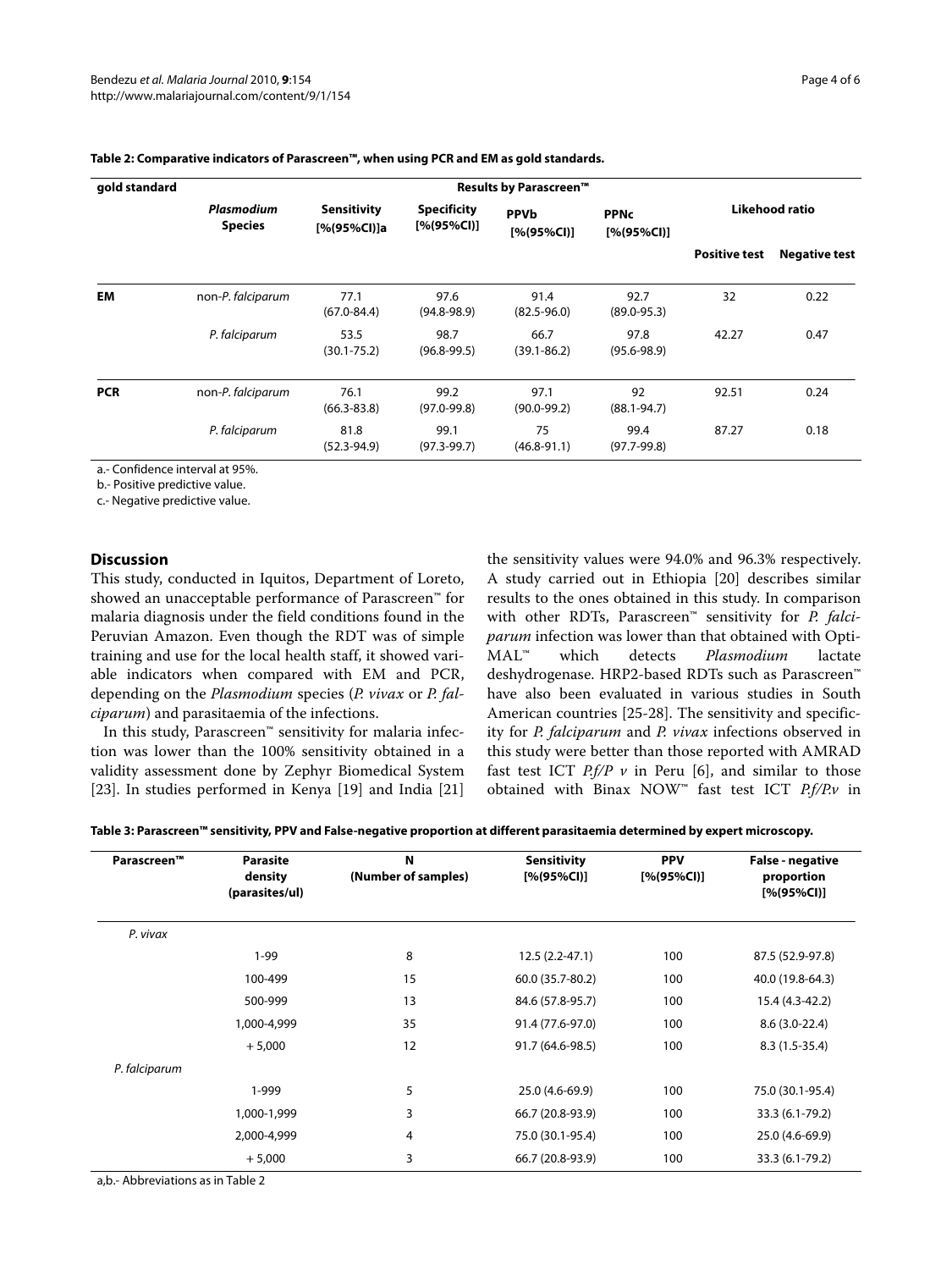**Table 2: Comparative indicators of Parascreen™, when using PCR and EM as gold standards.**

| gold standard | Results by Parascreen™ | | | | | | |
|---|---|---|---|---|---|---|---|
| | *Plasmodium* Species | Sensitivity [%(95%CI)]a | Specificity [%(95%CI)] | PPVb [%(95%CI)] | PPNc [%(95%CI)] | Likehood ratio | |
| | | | | | | Positive test | Negative test |
| **EM** | non-*P. falciparum* | 77.1 (67.0-84.4) | 97.6 (94.8-98.9) | 91.4 (82.5-96.0) | 92.7 (89.0-95.3) | 32 | 0.22 |
| | *P. falciparum* | 53.5 (30.1-75.2) | 98.7 (96.8-99.5) | 66.7 (39.1-86.2) | 97.8 (95.6-98.9) | 42.27 | 0.47 |
| **PCR** | non-*P. falciparum* | 76.1 (66.3-83.8) | 99.2 (97.0-99.8) | 97.1 (90.0-99.2) | 92 (88.1-94.7) | 92.51 | 0.24 |
| | *P. falciparum* | 81.8 (52.3-94.9) | 99.1 (97.3-99.7) | 75 (46.8-91.1) | 99.4 (97.7-99.8) | 87.27 | 0.18 |

a.- Confidence interval at 95%.

b.- Positive predictive value.

c.- Negative predictive value.

## Discussion

This study, conducted in Iquitos, Department of Loreto, showed an unacceptable performance of Parascreen™ for malaria diagnosis under the field conditions found in the Peruvian Amazon. Even though the RDT was of simple training and use for the local health staff, it showed variable indicators when compared with EM and PCR, depending on the *Plasmodium* species (*P. vivax* or *P. falciparum*) and parasitaemia of the infections.

In this study, Parascreen™ sensitivity for malaria infection was lower than the 100% sensitivity obtained in a validity assessment done by Zephyr Biomedical System [23]. In studies performed in Kenya [19] and India [21] the sensitivity values were 94.0% and 96.3% respectively. A study carried out in Ethiopia [20] describes similar results to the ones obtained in this study. In comparison with other RDTs, Parascreen™ sensitivity for *P. falciparum* infection was lower than that obtained with OptiMAL™ which detects *Plasmodium* lactate deshydrogenase. HRP2-based RDTs such as Parascreen™ have also been evaluated in various studies in South American countries [25-28]. The sensitivity and specificity for *P. falciparum* and *P. vivax* infections observed in this study were better than those reported with AMRAD fast test ICT *P.f/P v* in Peru [6], and similar to those obtained with Binax NOW™ fast test ICT *P.f/P.v* in

**Table 3: Parascreen™ sensitivity, PPV and False-negative proportion at different parasitaemia determined by expert microscopy.**

| Parascreen™ | Parasite density (parasites/ul) | N (Number of samples) | Sensitivity [%(95%CI)] | PPV [%(95%CI)] | False - negative proportion [%(95%CI)] |
|---|---|---|---|---|---|
| *P. vivax* | | | | | |
| | 1-99 | 8 | 12.5 (2.2-47.1) | 100 | 87.5 (52.9-97.8) |
| | 100-499 | 15 | 60.0 (35.7-80.2) | 100 | 40.0 (19.8-64.3) |
| | 500-999 | 13 | 84.6 (57.8-95.7) | 100 | 15.4 (4.3-42.2) |
| | 1,000-4,999 | 35 | 91.4 (77.6-97.0) | 100 | 8.6 (3.0-22.4) |
| | + 5,000 | 12 | 91.7 (64.6-98.5) | 100 | 8.3 (1.5-35.4) |
| *P. falciparum* | | | | | |
| | 1-999 | 5 | 25.0 (4.6-69.9) | 100 | 75.0 (30.1-95.4) |
| | 1,000-1,999 | 3 | 66.7 (20.8-93.9) | 100 | 33.3 (6.1-79.2) |
| | 2,000-4,999 | 4 | 75.0 (30.1-95.4) | 100 | 25.0 (4.6-69.9) |
| | + 5,000 | 3 | 66.7 (20.8-93.9) | 100 | 33.3 (6.1-79.2) |

a,b.- Abbreviations as in Table 2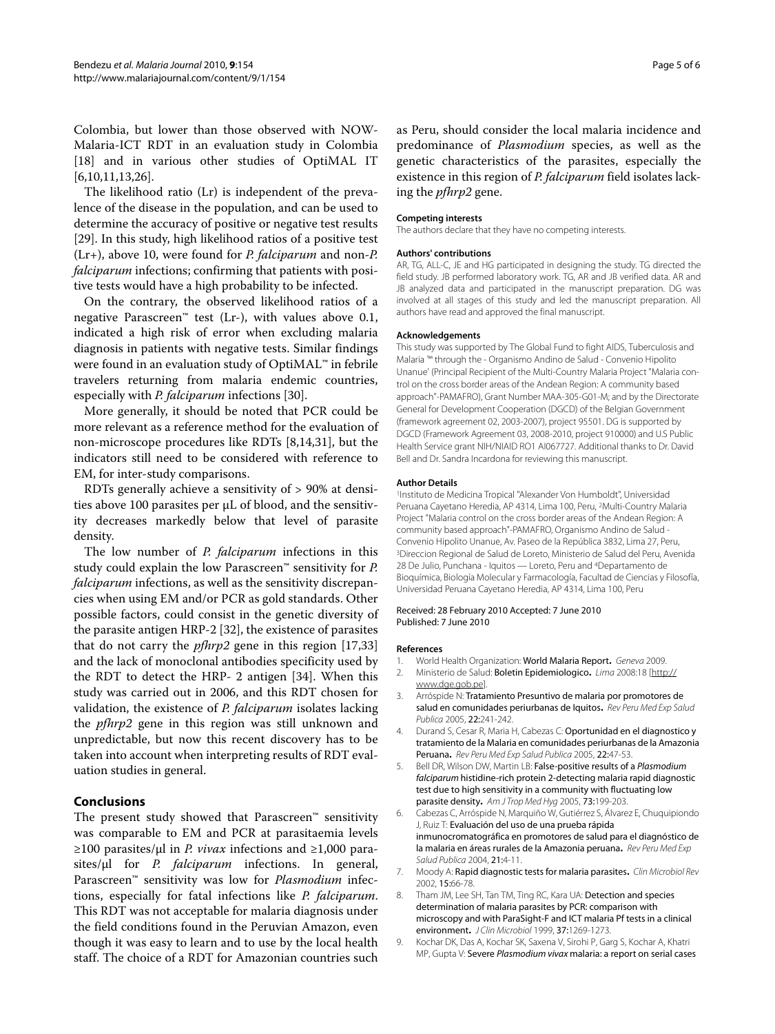Colombia, but lower than those observed with NOW-Malaria-ICT RDT in an evaluation study in Colombia [18] and in various other studies of OptiMAL IT [6,10,11,13,26].

The likelihood ratio (Lr) is independent of the prevalence of the disease in the population, and can be used to determine the accuracy of positive or negative test results [29]. In this study, high likelihood ratios of a positive test (Lr+), above 10, were found for *P. falciparum* and non-*P. falciparum* infections; confirming that patients with positive tests would have a high probability to be infected.

On the contrary, the observed likelihood ratios of a negative Parascreen™ test (Lr-), with values above 0.1, indicated a high risk of error when excluding malaria diagnosis in patients with negative tests. Similar findings were found in an evaluation study of OptiMAL™ in febrile travelers returning from malaria endemic countries, especially with *P. falciparum* infections [30].

More generally, it should be noted that PCR could be more relevant as a reference method for the evaluation of non-microscope procedures like RDTs [8,14,31], but the indicators still need to be considered with reference to EM, for inter-study comparisons.

RDTs generally achieve a sensitivity of > 90% at densities above 100 parasites per μL of blood, and the sensitivity decreases markedly below that level of parasite density.

The low number of *P. falciparum* infections in this study could explain the low Parascreen™ sensitivity for *P. falciparum* infections, as well as the sensitivity discrepancies when using EM and/or PCR as gold standards. Other possible factors, could consist in the genetic diversity of the parasite antigen HRP-2 [32], the existence of parasites that do not carry the *pfhrp2* gene in this region [17,33] and the lack of monoclonal antibodies specificity used by the RDT to detect the HRP- 2 antigen [34]. When this study was carried out in 2006, and this RDT chosen for validation, the existence of *P. falciparum* isolates lacking the *pfhrp2* gene in this region was still unknown and unpredictable, but now this recent discovery has to be taken into account when interpreting results of RDT evaluation studies in general.

## Conclusions

The present study showed that Parascreen™ sensitivity was comparable to EM and PCR at parasitaemia levels ≥100 parasites/μl in *P. vivax* infections and ≥1,000 parasites/μl for *P. falciparum* infections. In general, Parascreen™ sensitivity was low for *Plasmodium* infections, especially for fatal infections like *P. falciparum*. This RDT was not acceptable for malaria diagnosis under the field conditions found in the Peruvian Amazon, even though it was easy to learn and to use by the local health staff. The choice of a RDT for Amazonian countries such as Peru, should consider the local malaria incidence and predominance of *Plasmodium* species, as well as the genetic characteristics of the parasites, especially the existence in this region of *P. falciparum* field isolates lacking the *pfhrp2* gene.

#### Competing interests

The authors declare that they have no competing interests.

#### Authors' contributions

AR, TG, ALL-C, JE and HG participated in designing the study. TG directed the field study. JB performed laboratory work. TG, AR and JB verified data. AR and JB analyzed data and participated in the manuscript preparation. DG was involved at all stages of this study and led the manuscript preparation. All authors have read and approved the final manuscript.

#### Acknowledgements

This study was supported by The Global Fund to fight AIDS, Tuberculosis and Malaria ™ through the - Organismo Andino de Salud - Convenio Hipolito Unanue' (Principal Recipient of the Multi-Country Malaria Project "Malaria control on the cross border areas of the Andean Region: A community based approach"-PAMAFRO), Grant Number MAA-305-G01-M; and by the Directorate General for Development Cooperation (DGCD) of the Belgian Government (framework agreement 02, 2003-2007), project 95501. DG is supported by DGCD (Framework Agreement 03, 2008-2010, project 910000) and U.S Public Health Service grant NIH/NIAID RO1 AI067727. Additional thanks to Dr. David Bell and Dr. Sandra Incardona for reviewing this manuscript.

#### Author Details

[1]Instituto de Medicina Tropical "Alexander Von Humboldt", Universidad Peruana Cayetano Heredia, AP 4314, Lima 100, Peru, [2]Multi-Country Malaria Project "Malaria control on the cross border areas of the Andean Region: A community based approach"-PAMAFRO, Organismo Andino de Salud - Convenio Hipolito Unanue, Av. Paseo de la República 3832, Lima 27, Peru, [3]Direccion Regional de Salud de Loreto, Ministerio de Salud del Peru, Avenida 28 De Julio, Punchana - Iquitos — Loreto, Peru and [4]Departamento de Bioquímica, Biología Molecular y Farmacología, Facultad de Ciencias y Filosofía, Universidad Peruana Cayetano Heredia, AP 4314, Lima 100, Peru

Received: 28 February 2010 Accepted: 7 June 2010
Published: 7 June 2010

#### References

1. World Health Organization: **World Malaria Report.** *Geneva* 2009.
2. Ministerio de Salud: **Boletin Epidemiologico.** *Lima* 2008:18 [http://www.dge.gob.pe].
3. Arróspide N: **Tratamiento Presuntivo de malaria por promotores de salud en comunidades periurbanas de Iquitos.** *Rev Peru Med Exp Salud Publica* 2005, **22:**241-242.
4. Durand S, Cesar R, Maria H, Cabezas C: **Oportunidad en el diagnostico y tratamiento de la Malaria en comunidades periurbanas de la Amazonia Peruana.** *Rev Peru Med Exp Salud Publica* 2005, **22:**47-53.
5. Bell DR, Wilson DW, Martin LB: **False-positive results of a *Plasmodium falciparum* histidine-rich protein 2-detecting malaria rapid diagnostic test due to high sensitivity in a community with fluctuating low parasite density.** *Am J Trop Med Hyg* 2005, **73:**199-203.
6. Cabezas C, Arróspide N, Marquiño W, Gutiérrez S, Álvarez E, Chuquipiondo J, Ruiz T: **Evaluación del uso de una prueba rápida inmunocromatográfica en promotores de salud para el diagnóstico de la malaria en áreas rurales de la Amazonia peruana.** *Rev Peru Med Exp Salud Publica* 2004, **21:**4-11.
7. Moody A: **Rapid diagnostic tests for malaria parasites.** *Clin Microbiol Rev* 2002, **15:**66-78.
8. Tham JM, Lee SH, Tan TM, Ting RC, Kara UA: **Detection and species determination of malaria parasites by PCR: comparison with microscopy and with ParaSight-F and ICT malaria Pf tests in a clinical environment.** *J Clin Microbiol* 1999, **37:**1269-1273.
9. Kochar DK, Das A, Kochar SK, Saxena V, Sirohi P, Garg S, Kochar A, Khatri MP, Gupta V: **Severe *Plasmodium vivax* malaria: a report on serial cases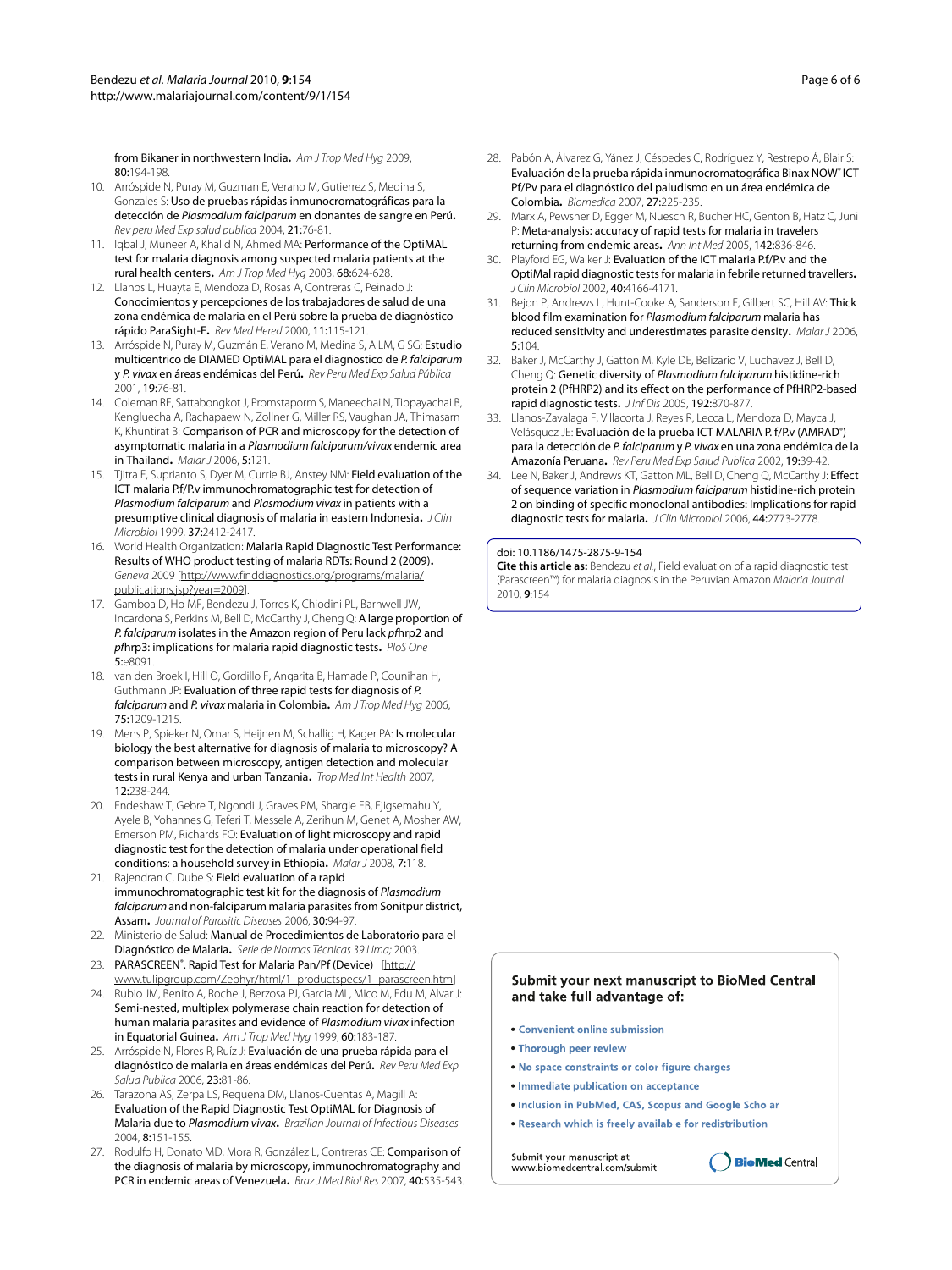from Bikaner in northwestern India. *Am J Trop Med Hyg* 2009, **80**:194-198.

10. Arróspide N, Puray M, Guzman E, Verano M, Gutierrez S, Medina S, Gonzales S: **Uso de pruebas rápidas inmunocromatográficas para la detección de *Plasmodium falciparum* en donantes de sangre en Perú.** *Rev peru Med Exp salud publica* 2004, **21**:76-81.
11. Iqbal J, Muneer A, Khalid N, Ahmed MA: **Performance of the OptiMAL test for malaria diagnosis among suspected malaria patients at the rural health centers.** *Am J Trop Med Hyg* 2003, **68**:624-628.
12. Llanos L, Huayta E, Mendoza D, Rosas A, Contreras C, Peinado J: **Conocimientos y percepciones de los trabajadores de salud de una zona endémica de malaria en el Perú sobre la prueba de diagnóstico rápido ParaSight-F.** *Rev Med Hered* 2000, **11**:115-121.
13. Arróspide N, Puray M, Guzmán E, Verano M, Medina S, A LM, G SG: **Estudio multicentrico de DIAMED OptiMAL para el diagnostico de *P. falciparum* y *P. vivax* en áreas endémicas del Perú.** *Rev Peru Med Exp Salud Pública* 2001, **19**:76-81.
14. Coleman RE, Sattabongkot J, Promstaporm S, Maneechai N, Tippayachai B, Kengluecha A, Rachapaew N, Zollner G, Miller RS, Vaughan JA, Thimasarn K, Khuntirat B: **Comparison of PCR and microscopy for the detection of asymptomatic malaria in a *Plasmodium falciparum/vivax* endemic area in Thailand.** *Malar J* 2006, **5**:121.
15. Tjitra E, Suprianto S, Dyer M, Currie BJ, Anstey NM: **Field evaluation of the ICT malaria P.f/P.v immunochromatographic test for detection of *Plasmodium falciparum* and *Plasmodium vivax* in patients with a presumptive clinical diagnosis of malaria in eastern Indonesia.** *J Clin Microbiol* 1999, **37**:2412-2417.
16. World Health Organization: **Malaria Rapid Diagnostic Test Performance: Results of WHO product testing of malaria RDTs: Round 2 (2009).** *Geneva* 2009 [http://www.finddiagnostics.org/programs/malaria/publications.jsp?year=2009].
17. Gamboa D, Ho MF, Bendezu J, Torres K, Chiodini PL, Barnwell JW, Incardona S, Perkins M, Bell D, McCarthy J, Cheng Q: **A large proportion of *P. falciparum* isolates in the Amazon region of Peru lack *pf*hrp2 and *pf*hrp3: implications for malaria rapid diagnostic tests.** *PloS One* **5**:e8091.
18. van den Broek I, Hill O, Gordillo F, Angarita B, Hamade P, Counihan H, Guthmann JP: **Evaluation of three rapid tests for diagnosis of *P. falciparum* and *P. vivax* malaria in Colombia.** *Am J Trop Med Hyg* 2006, **75**:1209-1215.
19. Mens P, Spieker N, Omar S, Heijnen M, Schallig H, Kager PA: **Is molecular biology the best alternative for diagnosis of malaria to microscopy? A comparison between microscopy, antigen detection and molecular tests in rural Kenya and urban Tanzania.** *Trop Med Int Health* 2007, **12**:238-244.
20. Endeshaw T, Gebre T, Ngondi J, Graves PM, Shargie EB, Ejigsemahu Y, Ayele B, Yohannes G, Teferi T, Messele A, Zerihun M, Genet A, Mosher AW, Emerson PM, Richards FO: **Evaluation of light microscopy and rapid diagnostic test for the detection of malaria under operational field conditions: a household survey in Ethiopia.** *Malar J* 2008, **7**:118.
21. Rajendran C, Dube S: **Field evaluation of a rapid immunochromatographic test kit for the diagnosis of *Plasmodium falciparum* and non-falciparum malaria parasites from Sonitpur district, Assam.** *Journal of Parasitic Diseases* 2006, **30**:94-97.
22. Ministerio de Salud: **Manual de Procedimientos de Laboratorio para el Diagnóstico de Malaria.** *Serie de Normas Técnicas 39 Lima;* 2003.
23. PARASCREEN®. Rapid Test for Malaria Pan/Pf (Device) [http://www.tulipgroup.com/Zephyr/html/1_productspecs/1_parascreen.htm]
24. Rubio JM, Benito A, Roche J, Berzosa PJ, Garcia ML, Mico M, Edu M, Alvar J: **Semi-nested, multiplex polymerase chain reaction for detection of human malaria parasites and evidence of *Plasmodium vivax* infection in Equatorial Guinea.** *Am J Trop Med Hyg* 1999, **60**:183-187.
25. Arróspide N, Flores R, Ruíz J: **Evaluación de una prueba rápida para el diagnóstico de malaria en áreas endémicas del Perú.** *Rev Peru Med Exp Salud Publica* 2006, **23**:81-86.
26. Tarazona AS, Zerpa LS, Requena DM, Llanos-Cuentas A, Magill A: **Evaluation of the Rapid Diagnostic Test OptiMAL for Diagnosis of Malaria due to *Plasmodium vivax*.** *Brazilian Journal of Infectious Diseases* 2004, **8**:151-155.
27. Rodulfo H, Donato MD, Mora R, González L, Contreras CE: **Comparison of the diagnosis of malaria by microscopy, immunochromatography and PCR in endemic areas of Venezuela.** *Braz J Med Biol Res* 2007, **40**:535-543.
28. Pabón A, Álvarez G, Yánez J, Céspedes C, Rodríguez Y, Restrepo Á, Blair S: **Evaluación de la prueba rápida inmunocromatográfica Binax NOW® ICT Pf/Pv para el diagnóstico del paludismo en un área endémica de Colombia.** *Biomedica* 2007, **27**:225-235.
29. Marx A, Pewsner D, Egger M, Nuesch R, Bucher HC, Genton B, Hatz C, Juni P: **Meta-analysis: accuracy of rapid tests for malaria in travelers returning from endemic areas.** *Ann Int Med* 2005, **142**:836-846.
30. Playford EG, Walker J: **Evaluation of the ICT malaria P.f/P.v and the OptiMal rapid diagnostic tests for malaria in febrile returned travellers.** *J Clin Microbiol* 2002, **40**:4166-4171.
31. Bejon P, Andrews L, Hunt-Cooke A, Sanderson F, Gilbert SC, Hill AV: **Thick blood film examination for *Plasmodium falciparum* malaria has reduced sensitivity and underestimates parasite density.** *Malar J* 2006, **5**:104.
32. Baker J, McCarthy J, Gatton M, Kyle DE, Belizario V, Luchavez J, Bell D, Cheng Q: **Genetic diversity of *Plasmodium falciparum* histidine-rich protein 2 (PfHRP2) and its effect on the performance of PfHRP2-based rapid diagnostic tests.** *J Inf Dis* 2005, **192**:870-877.
33. Llanos-Zavalaga F, Villacorta J, Reyes R, Lecca L, Mendoza D, Mayca J, Velásquez JE: **Evaluación de la prueba ICT MALARIA P. f/P.v (AMRAD®) para la detección de *P. falciparum* y *P. vivax* en una zona endémica de la Amazonía Peruana.** *Rev Peru Med Exp Salud Publica* 2002, **19**:39-42.
34. Lee N, Baker J, Andrews KT, Gatton ML, Bell D, Cheng Q, McCarthy J: **Effect of sequence variation in *Plasmodium falciparum* histidine-rich protein 2 on binding of specific monoclonal antibodies: Implications for rapid diagnostic tests for malaria.** *J Clin Microbiol* 2006, **44**:2773-2778.

doi: 10.1186/1475-2875-9-154

**Cite this article as:** Bendezu *et al.*, Field evaluation of a rapid diagnostic test (Parascreen™) for malaria diagnosis in the Peruvian Amazon *Malaria Journal* 2010, **9**:154

**Submit your next manuscript to BioMed Central and take full advantage of:**

- Convenient online submission
- Thorough peer review
- No space constraints or color figure charges
- Immediate publication on acceptance
- Inclusion in PubMed, CAS, Scopus and Google Scholar
- Research which is freely available for redistribution

Submit your manuscript at www.biomedcentral.com/submit

BioMed Central